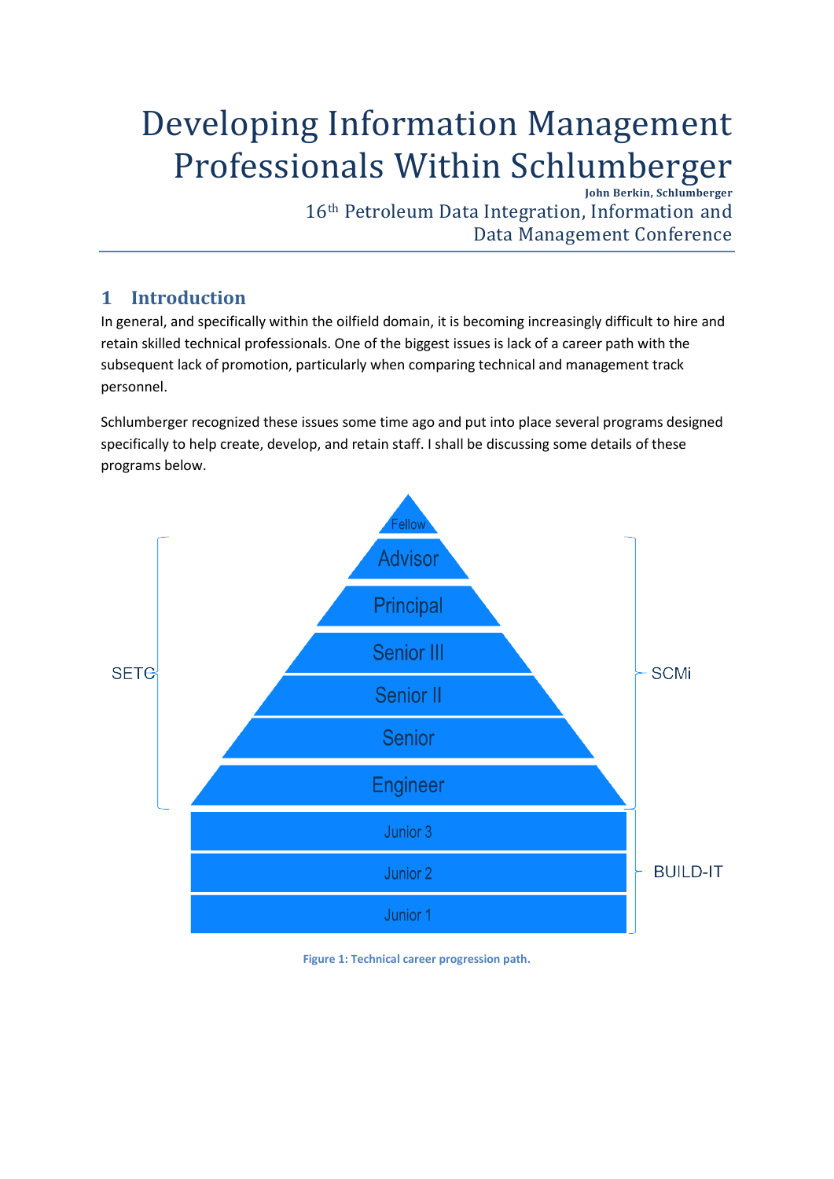# Developing Information Management Professionals Within Schlumberger

**John Berkin, Schlumberger**

16th Petroleum Data Integration, Information and Data Management Conference

## 1 Introduction

In general, and specifically within the oilfield domain, it is becoming increasingly difficult to hire and retain skilled technical professionals. One of the biggest issues is lack of a career path with the subsequent lack of promotion, particularly when comparing technical and management track personnel.

Schlumberger recognized these issues some time ago and put into place several programs designed specifically to help create, develop, and retain staff. I shall be discussing some details of these programs below.

**Figure 1: Technical career progression path.**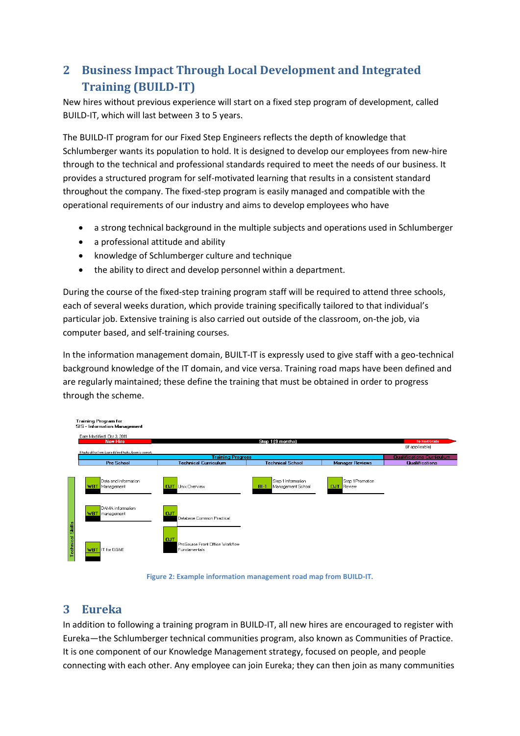## 2 Business Impact Through Local Development and Integrated Training (BUILD-IT)

New hires without previous experience will start on a fixed step program of development, called BUILD-IT, which will last between 3 to 5 years.

The BUILD-IT program for our Fixed Step Engineers reflects the depth of knowledge that Schlumberger wants its population to hold. It is designed to develop our employees from new-hire through to the technical and professional standards required to meet the needs of our business. It provides a structured program for self-motivated learning that results in a consistent standard throughout the company. The fixed-step program is easily managed and compatible with the operational requirements of our industry and aims to develop employees who have

- a strong technical background in the multiple subjects and operations used in Schlumberger
- a professional attitude and ability
- knowledge of Schlumberger culture and technique
- the ability to direct and develop personnel within a department.

During the course of the fixed-step training program staff will be required to attend three schools, each of several weeks duration, which provide training specifically tailored to that individual's particular job. Extensive training is also carried out outside of the classroom, on-the job, via computer based, and self-training courses.

In the information management domain, BUILT-IT is expressly used to give staff with a geo-technical background knowledge of the IT domain, and vice versa. Training road maps have been defined and are regularly maintained; these define the training that must be obtained in order to progress through the scheme.

Training Program for
SIS - Information Management

Date Modified: Oct 3, 2011

New Hire

Step 1 (9 months)

To Next Grade
(if applicable)

Training Progress

Qualifications Curriculum

Pre School

Technical Curriculum

Technical School

Manager Reviews

Qualifications

Technical Skills

WBT Data and Information Management

WBT DAMA information management

WBT IT for GG&E

OJT Unix Overview

OJT Database Common Practical

OJT ProSource Front Office Workflow Fundamentals

BI-1 Step 1 Information Management School

OJT Step 1 Promotion Review

Figure 2: Example information management road map from BUILD-IT.

## 3 Eureka

In addition to following a training program in BUILD-IT, all new hires are encouraged to register with Eureka—the Schlumberger technical communities program, also known as Communities of Practice. It is one component of our Knowledge Management strategy, focused on people, and people connecting with each other. Any employee can join Eureka; they can then join as many communities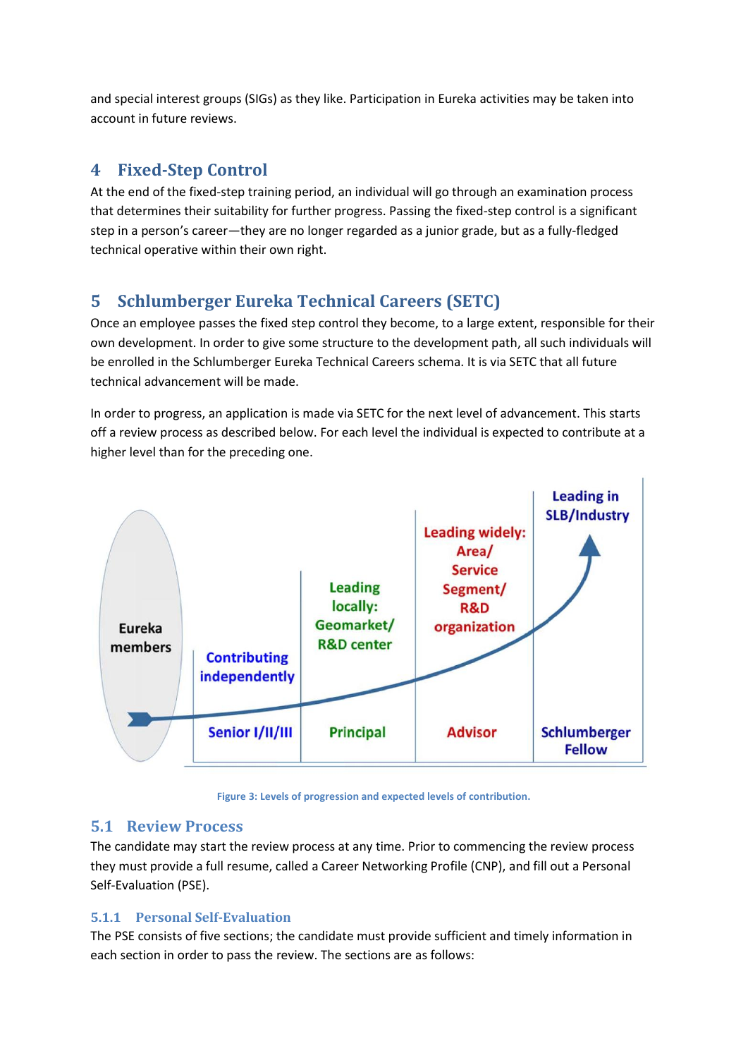and special interest groups (SIGs) as they like. Participation in Eureka activities may be taken into account in future reviews.

## 4 Fixed-Step Control

At the end of the fixed-step training period, an individual will go through an examination process that determines their suitability for further progress. Passing the fixed-step control is a significant step in a person's career—they are no longer regarded as a junior grade, but as a fully-fledged technical operative within their own right.

## 5 Schlumberger Eureka Technical Careers (SETC)

Once an employee passes the fixed step control they become, to a large extent, responsible for their own development. In order to give some structure to the development path, all such individuals will be enrolled in the Schlumberger Eureka Technical Careers schema. It is via SETC that all future technical advancement will be made.

In order to progress, an application is made via SETC for the next level of advancement. This starts off a review process as described below. For each level the individual is expected to contribute at a higher level than for the preceding one.

Figure 3: Levels of progression and expected levels of contribution.

### 5.1 Review Process

The candidate may start the review process at any time. Prior to commencing the review process they must provide a full resume, called a Career Networking Profile (CNP), and fill out a Personal Self-Evaluation (PSE).

#### 5.1.1 Personal Self-Evaluation

The PSE consists of five sections; the candidate must provide sufficient and timely information in each section in order to pass the review. The sections are as follows: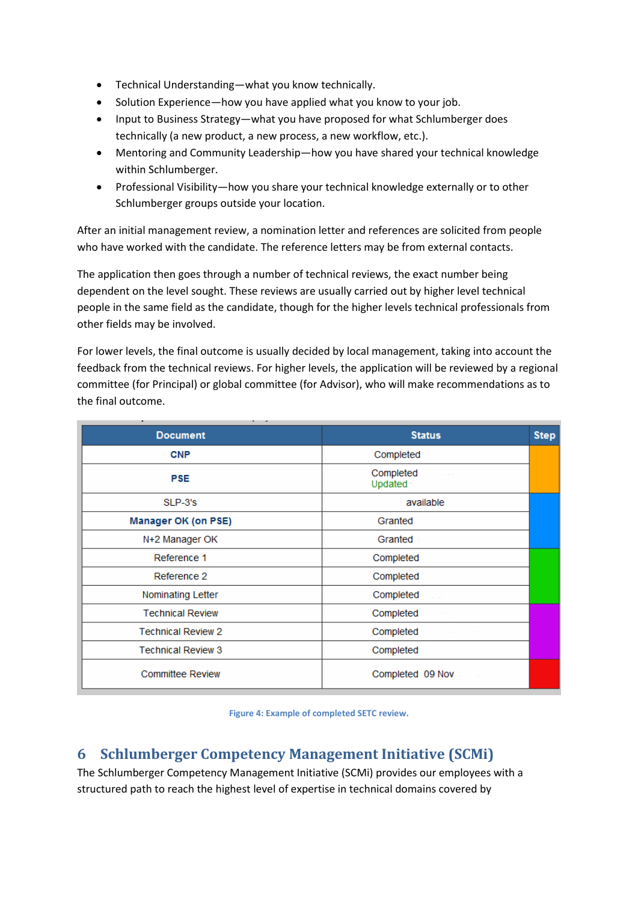- Technical Understanding—what you know technically.
- Solution Experience—how you have applied what you know to your job.
- Input to Business Strategy—what you have proposed for what Schlumberger does technically (a new product, a new process, a new workflow, etc.).
- Mentoring and Community Leadership—how you have shared your technical knowledge within Schlumberger.
- Professional Visibility—how you share your technical knowledge externally or to other Schlumberger groups outside your location.

After an initial management review, a nomination letter and references are solicited from people who have worked with the candidate. The reference letters may be from external contacts.

The application then goes through a number of technical reviews, the exact number being dependent on the level sought. These reviews are usually carried out by higher level technical people in the same field as the candidate, though for the higher levels technical professionals from other fields may be involved.

For lower levels, the final outcome is usually decided by local management, taking into account the feedback from the technical reviews. For higher levels, the application will be reviewed by a regional committee (for Principal) or global committee (for Advisor), who will make recommendations as to the final outcome.

| Document | Status | Step |
|---|---|---|
| **CNP** | Completed | |
| **PSE** | Completed Updated | |
| SLP-3's | available | |
| **Manager OK (on PSE)** | Granted | |
| N+2 Manager OK | Granted | |
| Reference 1 | Completed | |
| Reference 2 | Completed | |
| Nominating Letter | Completed | |
| Technical Review | Completed | |
| Technical Review 2 | Completed | |
| Technical Review 3 | Completed | |
| Committee Review | Completed 09 Nov | |

Figure 4: Example of completed SETC review.

## 6 Schlumberger Competency Management Initiative (SCMi)

The Schlumberger Competency Management Initiative (SCMi) provides our employees with a structured path to reach the highest level of expertise in technical domains covered by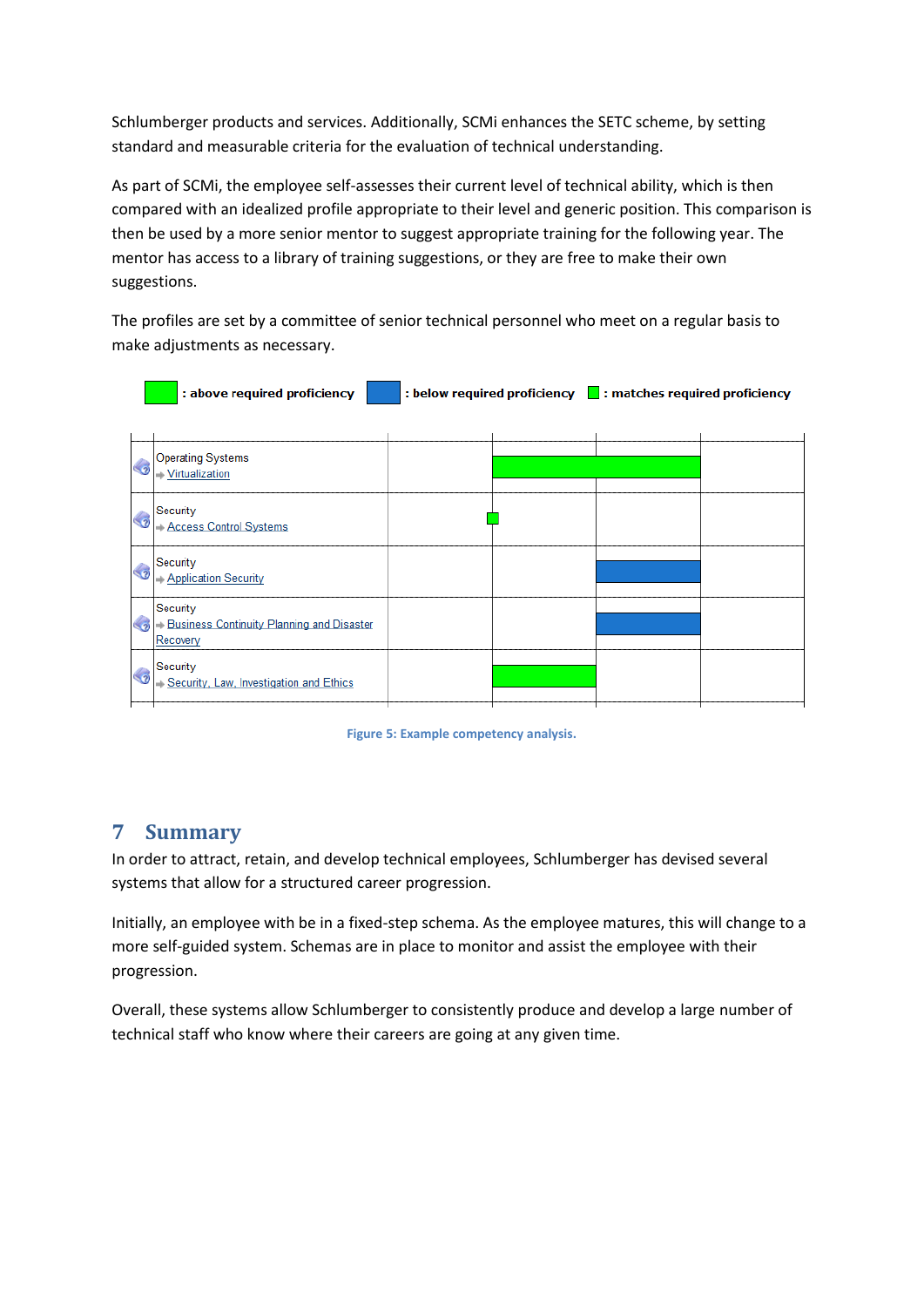Schlumberger products and services. Additionally, SCMi enhances the SETC scheme, by setting standard and measurable criteria for the evaluation of technical understanding.

As part of SCMi, the employee self-assesses their current level of technical ability, which is then compared with an idealized profile appropriate to their level and generic position. This comparison is then be used by a more senior mentor to suggest appropriate training for the following year. The mentor has access to a library of training suggestions, or they are free to make their own suggestions.

The profiles are set by a committee of senior technical personnel who meet on a regular basis to make adjustments as necessary.

: above required proficiency
: below required proficiency
: matches required proficiency

Operating Systems
Virtualization

Security
Access Control Systems

Security
Application Security

Security
Business Continuity Planning and Disaster Recovery

Security
Security, Law, Investigation and Ethics

Figure 5: Example competency analysis.

# 7 Summary

In order to attract, retain, and develop technical employees, Schlumberger has devised several systems that allow for a structured career progression.

Initially, an employee with be in a fixed-step schema. As the employee matures, this will change to a more self-guided system. Schemas are in place to monitor and assist the employee with their progression.

Overall, these systems allow Schlumberger to consistently produce and develop a large number of technical staff who know where their careers are going at any given time.